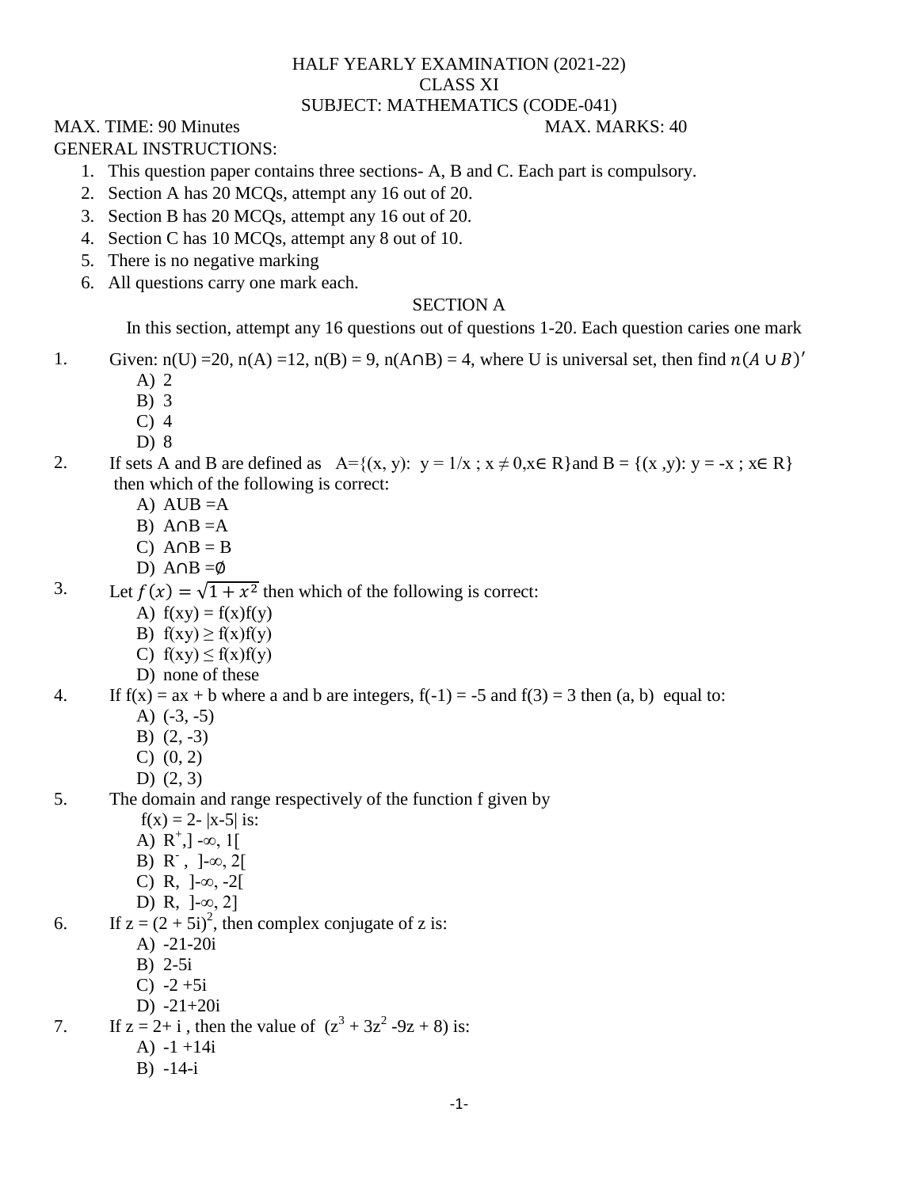# HALF YEARLY EXAMINATION (2021-22)
## CLASS XI
## SUBJECT: MATHEMATICS (CODE-041)

MAX. TIME: 90 Minutes MAX. MARKS: 40

GENERAL INSTRUCTIONS:

1. This question paper contains three sections- A, B and C. Each part is compulsory.
2. Section A has 20 MCQs, attempt any 16 out of 20.
3. Section B has 20 MCQs, attempt any 16 out of 20.
4. Section C has 10 MCQs, attempt any 8 out of 10.
5. There is no negative marking
6. All questions carry one mark each.

### SECTION A

In this section, attempt any 16 questions out of questions 1-20. Each question caries one mark

1. Given: n(U) =20, n(A) =12, n(B) = 9, n(A∩B) = 4, where U is universal set, then find $n(A \cup B)'$
   - A) 2
   - B) 3
   - C) 4
   - D) 8

2. If sets A and B are defined as A={(x, y): y = 1/x ; x ≠ 0,x∈ R}and B = {(x ,y): y = -x ; x∈ R} then which of the following is correct:
   - A) AUB =A
   - B) A∩B =A
   - C) A∩B = B
   - D) A∩B =∅

3. Let $f(x) = \sqrt{1 + x^2}$ then which of the following is correct:
   - A) f(xy) = f(x)f(y)
   - B) f(xy) ≥ f(x)f(y)
   - C) f(xy) ≤ f(x)f(y)
   - D) none of these

4. If f(x) = ax + b where a and b are integers, f(-1) = -5 and f(3) = 3 then (a, b) equal to:
   - A) (-3, -5)
   - B) (2, -3)
   - C) (0, 2)
   - D) (2, 3)

5. The domain and range respectively of the function f given by f(x) = 2- |x-5| is:
   - A) $R^+$,] -∞, 1[
   - B) $R^-$ , ]-∞, 2[
   - C) R, ]-∞, -2[
   - D) R, ]-∞, 2]

6. If $z = (2 + 5i)^2$, then complex conjugate of z is:
   - A) -21-20i
   - B) 2-5i
   - C) -2 +5i
   - D) -21+20i

7. If z = 2+ i , then the value of $(z^3 + 3z^2 - 9z + 8)$ is:
   - A) -1 +14i
   - B) -14-i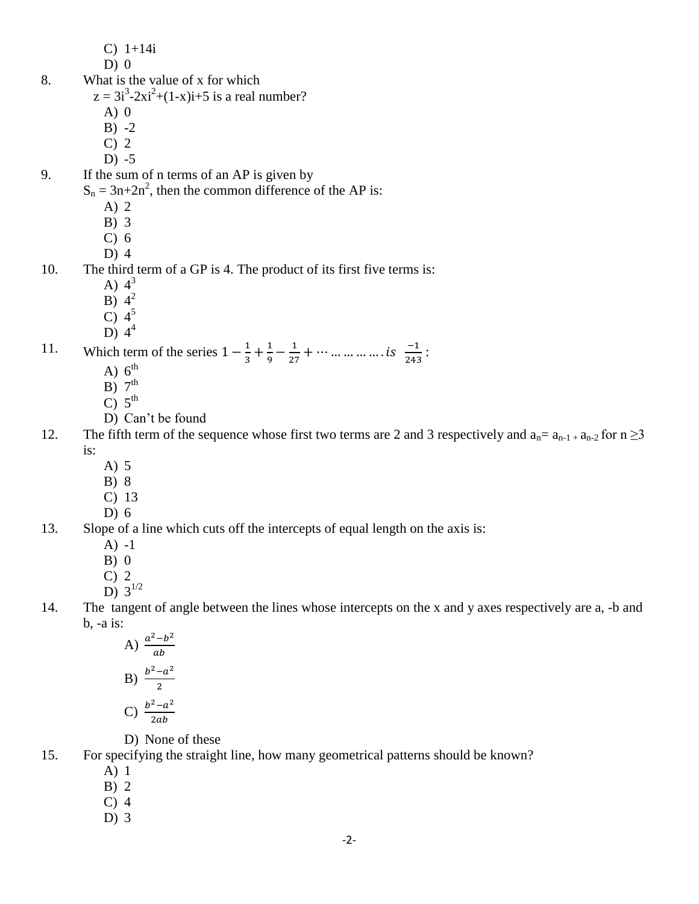C) $1+14i$
D) 0

8. What is the value of x for which
$z = 3i^3 - 2xi^2 + (1-x)i + 5$ is a real number?
A) 0
B) -2
C) 2
D) -5

9. If the sum of n terms of an AP is given by
$S_n = 3n + 2n^2$, then the common difference of the AP is:
A) 2
B) 3
C) 6
D) 4

10. The third term of a GP is 4. The product of its first five terms is:
A) $4^3$
B) $4^2$
C) $4^5$
D) $4^4$

11. Which term of the series $1 - \frac{1}{3} + \frac{1}{9} - \frac{1}{27} + \cdots \ldots \ldots \ldots \ldots . is \ \frac{-1}{243}$ :
A) $6^{th}$
B) $7^{th}$
C) $5^{th}$
D) Can't be found

12. The fifth term of the sequence whose first two terms are 2 and 3 respectively and $a_n = a_{n-1} + a_{n-2}$ for $n \geq 3$ is:
A) 5
B) 8
C) 13
D) 6

13. Slope of a line which cuts off the intercepts of equal length on the axis is:
A) -1
B) 0
C) 2
D) $3^{1/2}$

14. The tangent of angle between the lines whose intercepts on the x and y axes respectively are a, -b and b, -a is:
A) $\frac{a^2-b^2}{ab}$
B) $\frac{b^2-a^2}{2}$
C) $\frac{b^2-a^2}{2ab}$
D) None of these

15. For specifying the straight line, how many geometrical patterns should be known?
A) 1
B) 2
C) 4
D) 3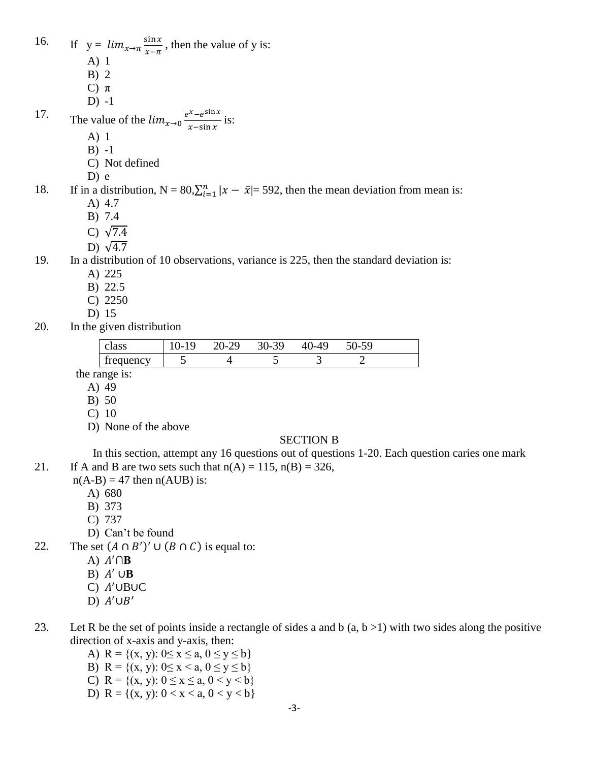16. If $y = lim_{x \to \pi} \frac{\sin x}{x - \pi}$ , then the value of y is:

   A) 1
   B) 2
   C) π
   D) -1

17. The value of the $lim_{x \to 0} \frac{e^x - e^{\sin x}}{x - \sin x}$ is:

   A) 1
   B) -1
   C) Not defined
   D) e

18. If in a distribution, N = 80,$\sum_{i=1}^{n} |x - \bar{x}|$= 592, then the mean deviation from mean is:

   A) 4.7
   B) 7.4
   C) $\sqrt{7.4}$
   D) $\sqrt{4.7}$

19. In a distribution of 10 observations, variance is 225, then the standard deviation is:

   A) 225
   B) 22.5
   C) 2250
   D) 15

20. In the given distribution

| class | 10-19 | 20-29 | 30-39 | 40-49 | 50-59 |
|---|---|---|---|---|---|
| frequency | 5 | 4 | 5 | 3 | 2 |

   the range is:

   A) 49
   B) 50
   C) 10
   D) None of the above

SECTION B

In this section, attempt any 16 questions out of questions 1-20. Each question caries one mark

21. If A and B are two sets such that n(A) = 115, n(B) = 326,
    n(A-B) = 47 then n(AUB) is:

   A) 680
   B) 373
   C) 737
   D) Can't be found

22. The set $(A \cap B')' \cup (B \cap C)$ is equal to:

   A) $A' \cap$ **B**
   B) $A' \cup$ **B**
   C) $A' \cup B \cup C$
   D) $A' \cup B'$

23. Let R be the set of points inside a rectangle of sides a and b (a, b >1) with two sides along the positive direction of x-axis and y-axis, then:

   A) R = {(x, y): 0≤ x ≤ a, 0 ≤ y ≤ b}
   B) R = {(x, y): 0≤ x < a, 0 ≤ y ≤ b}
   C) R = {(x, y): 0 ≤ x ≤ a, 0 < y < b}
   D) R = {(x, y): 0 < x < a, 0 < y < b}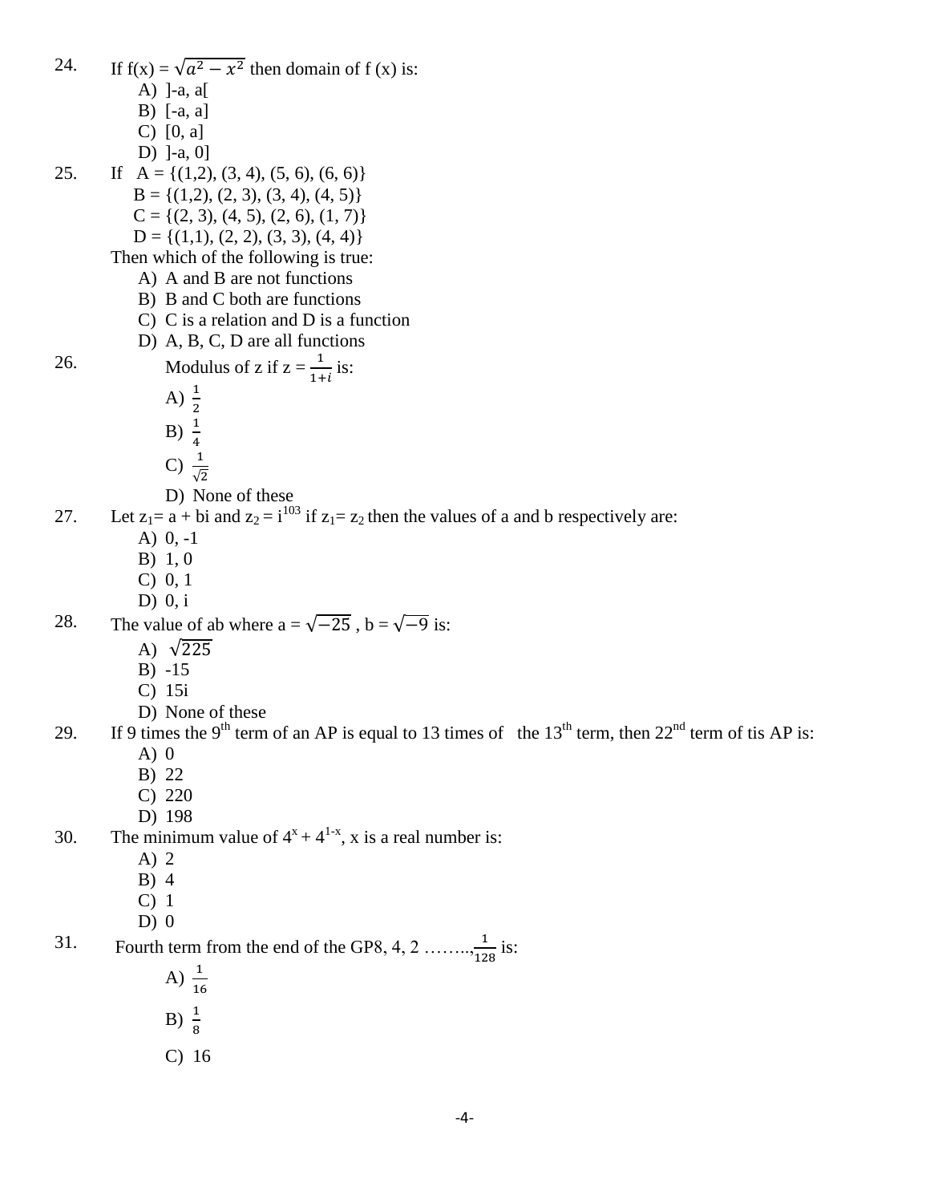24. If f(x) = $\sqrt{a^2 - x^2}$ then domain of f (x) is:

   A) ]-a, a[
   B) [-a, a]
   C) [0, a]
   D) ]-a, 0]

25. If A = {(1,2), (3, 4), (5, 6), (6, 6)}
   B = {(1,2), (2, 3), (3, 4), (4, 5)}
   C = {(2, 3), (4, 5), (2, 6), (1, 7)}
   D = {(1,1), (2, 2), (3, 3), (4, 4)}

   Then which of the following is true:

   A) A and B are not functions
   B) B and C both are functions
   C) C is a relation and D is a function
   D) A, B, C, D are all functions

26. Modulus of z if z = $\frac{1}{1+i}$ is:

   A) $\frac{1}{2}$
   B) $\frac{1}{4}$
   C) $\frac{1}{\sqrt{2}}$
   D) None of these

27. Let $z_1$= a + bi and $z_2 = i^{103}$ if $z_1 = z_2$ then the values of a and b respectively are:

   A) 0, -1
   B) 1, 0
   C) 0, 1
   D) 0, i

28. The value of ab where a = $\sqrt{-25}$ , b = $\sqrt{-9}$ is:

   A) $\sqrt{225}$
   B) -15
   C) 15i
   D) None of these

29. If 9 times the 9th term of an AP is equal to 13 times of the 13th term, then 22nd term of tis AP is:

   A) 0
   B) 22
   C) 220
   D) 198

30. The minimum value of $4^x + 4^{1-x}$, x is a real number is:

   A) 2
   B) 4
   C) 1
   D) 0

31. Fourth term from the end of the GP8, 4, 2 ……..,$\frac{1}{128}$ is:

   A) $\frac{1}{16}$
   B) $\frac{1}{8}$
   C) 16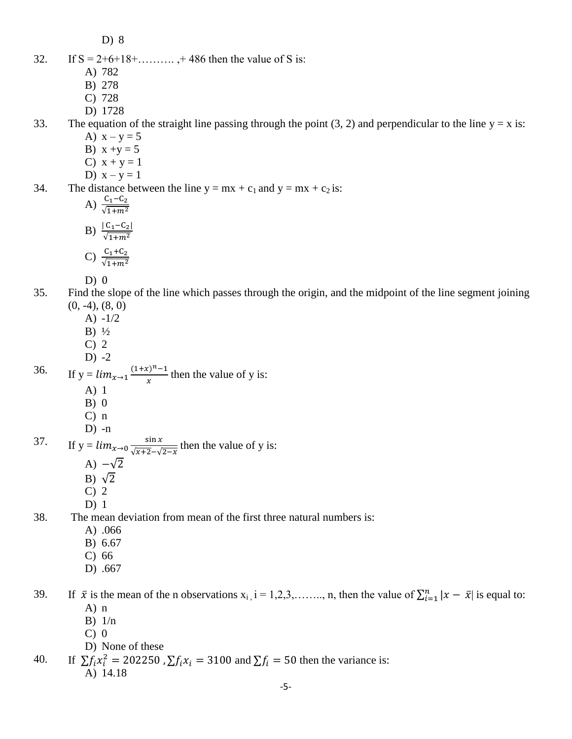D) 8

32. If S = 2+6+18+………. ,+ 486 then the value of S is:
   A) 782
   B) 278
   C) 728
   D) 1728

33. The equation of the straight line passing through the point (3, 2) and perpendicular to the line y = x is:
   A) x – y = 5
   B) x +y = 5
   C) x + y = 1
   D) x – y = 1

34. The distance between the line $y = mx + c_1$ and $y = mx + c_2$ is:
   A) $\frac{C_1 - C_2}{\sqrt{1+m^2}}$
   B) $\frac{|C_1 - C_2|}{\sqrt{1+m^2}}$
   C) $\frac{C_1 + C_2}{\sqrt{1+m^2}}$
   D) 0

35. Find the slope of the line which passes through the origin, and the midpoint of the line segment joining (0, -4), (8, 0)
   A) -1/2
   B) ½
   C) 2
   D) -2

36. If y = $lim_{x \to 1} \frac{(1+x)^n - 1}{x}$ then the value of y is:
   A) 1
   B) 0
   C) n
   D) -n

37. If y = $lim_{x \to 0} \frac{\sin x}{\sqrt{x+2} - \sqrt{2-x}}$ then the value of y is:
   A) $-\sqrt{2}$
   B) $\sqrt{2}$
   C) 2
   D) 1

38. The mean deviation from mean of the first three natural numbers is:
   A) .066
   B) 6.67
   C) 66
   D) .667

39. If $\bar{x}$ is the mean of the n observations $x_i$, i = 1,2,3,…….., n, then the value of $\sum_{i=1}^{n} |x - \bar{x}|$ is equal to:
   A) n
   B) 1/n
   C) 0
   D) None of these

40. If $\sum f_i x_i^2 = 202250$ ,$\sum f_i x_i = 3100$ and $\sum f_i = 50$ then the variance is:
   A) 14.18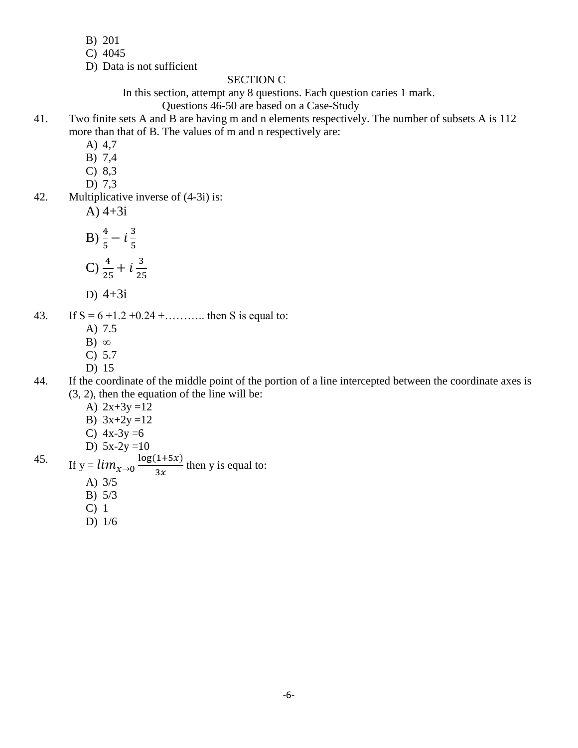B) 201

C) 4045

D) Data is not sufficient

## SECTION C

In this section, attempt any 8 questions. Each question caries 1 mark.

Questions 46-50 are based on a Case-Study

41. Two finite sets A and B are having m and n elements respectively. The number of subsets A is 112 more than that of B. The values of m and n respectively are:

A) 4,7

B) 7,4

C) 8,3

D) 7,3

42. Multiplicative inverse of (4-3i) is:

A) 4+3i

B) $\frac{4}{5} - i\frac{3}{5}$

C) $\frac{4}{25} + i\frac{3}{25}$

D) 4+3i

43. If S = 6 +1.2 +0.24 +……….. then S is equal to:

A) 7.5

B) $\infty$

C) 5.7

D) 15

44. If the coordinate of the middle point of the portion of a line intercepted between the coordinate axes is (3, 2), then the equation of the line will be:

A) 2x+3y =12

B) 3x+2y =12

C) 4x-3y =6

D) 5x-2y =10

45. If y = $lim_{x\to 0} \frac{\log(1+5x)}{3x}$ then y is equal to:

A) 3/5

B) 5/3

C) 1

D) 1/6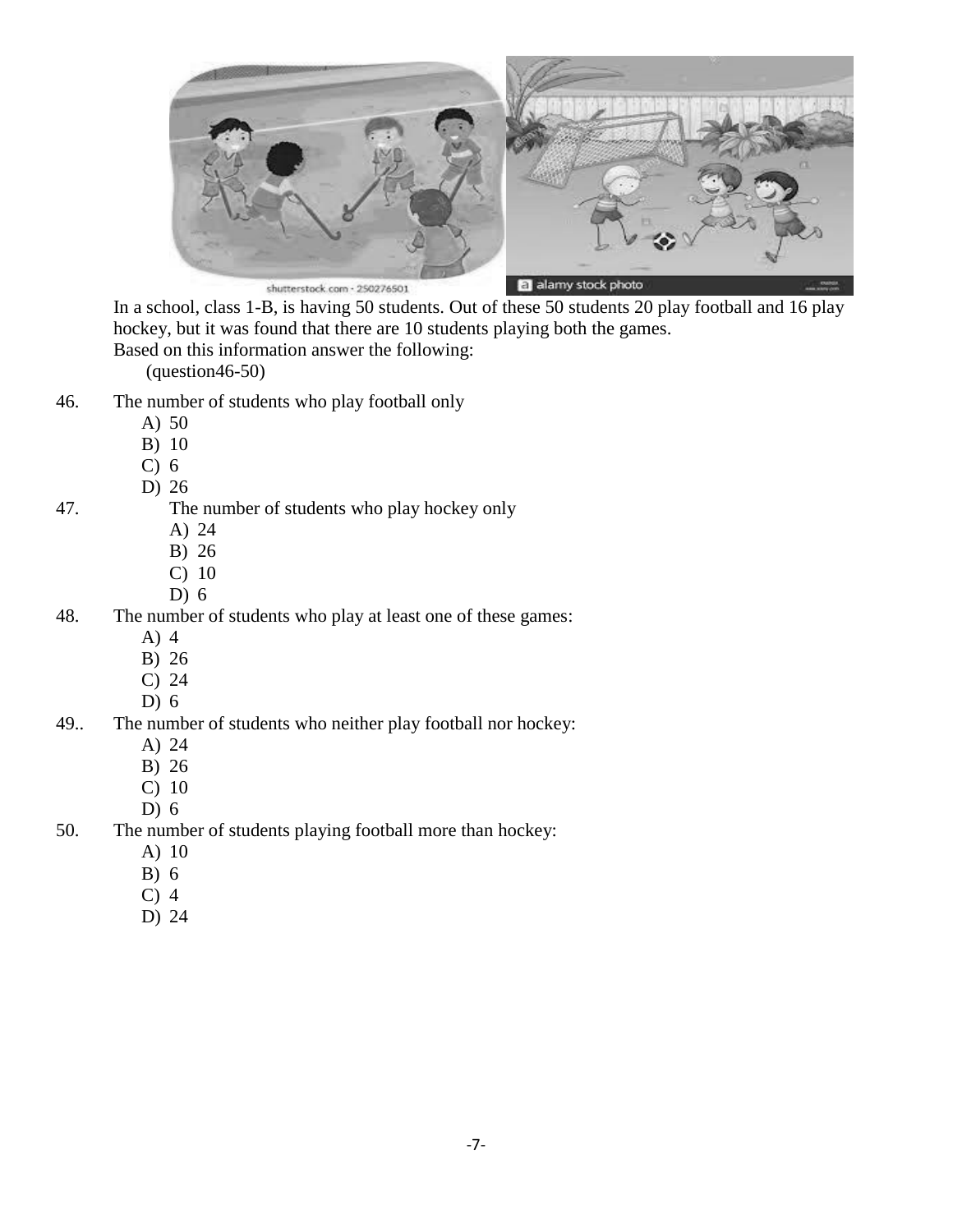In a school, class 1-B, is having 50 students. Out of these 50 students 20 play football and 16 play hockey, but it was found that there are 10 students playing both the games.
Based on this information answer the following:
(question46-50)

46. The number of students who play football only
   A) 50
   B) 10
   C) 6
   D) 26

47. The number of students who play hockey only
   A) 24
   B) 26
   C) 10
   D) 6

48. The number of students who play at least one of these games:
   A) 4
   B) 26
   C) 24
   D) 6

49.. The number of students who neither play football nor hockey:
   A) 24
   B) 26
   C) 10
   D) 6

50. The number of students playing football more than hockey:
   A) 10
   B) 6
   C) 4
   D) 24